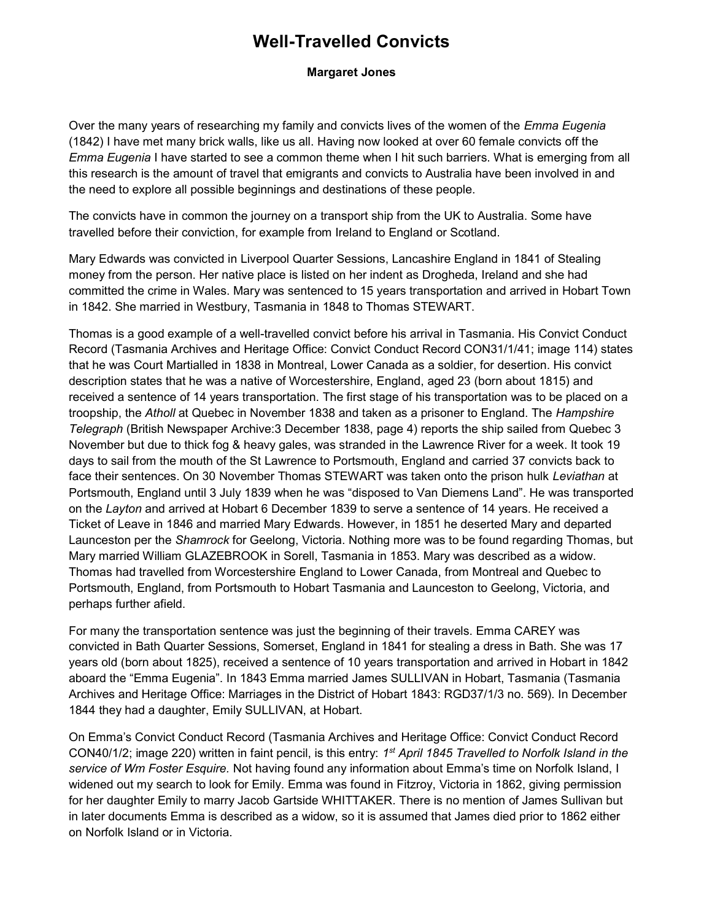# Well-Travelled Convicts

**Margaret Jones**

Over the many years of researching my family and convicts lives of the women of the *Emma Eugenia* (1842) I have met many brick walls, like us all. Having now looked at over 60 female convicts off the *Emma Eugenia* I have started to see a common theme when I hit such barriers. What is emerging from all this research is the amount of travel that emigrants and convicts to Australia have been involved in and the need to explore all possible beginnings and destinations of these people.

The convicts have in common the journey on a transport ship from the UK to Australia. Some have travelled before their conviction, for example from Ireland to England or Scotland.

Mary Edwards was convicted in Liverpool Quarter Sessions, Lancashire England in 1841 of Stealing money from the person. Her native place is listed on her indent as Drogheda, Ireland and she had committed the crime in Wales. Mary was sentenced to 15 years transportation and arrived in Hobart Town in 1842. She married in Westbury, Tasmania in 1848 to Thomas STEWART.

Thomas is a good example of a well-travelled convict before his arrival in Tasmania. His Convict Conduct Record (Tasmania Archives and Heritage Office: Convict Conduct Record CON31/1/41; image 114) states that he was Court Martialled in 1838 in Montreal, Lower Canada as a soldier, for desertion. His convict description states that he was a native of Worcestershire, England, aged 23 (born about 1815) and received a sentence of 14 years transportation. The first stage of his transportation was to be placed on a troopship, the *Atholl* at Quebec in November 1838 and taken as a prisoner to England. The *Hampshire Telegraph* (British Newspaper Archive:3 December 1838, page 4) reports the ship sailed from Quebec 3 November but due to thick fog & heavy gales, was stranded in the Lawrence River for a week. It took 19 days to sail from the mouth of the St Lawrence to Portsmouth, England and carried 37 convicts back to face their sentences. On 30 November Thomas STEWART was taken onto the prison hulk *Leviathan* at Portsmouth, England until 3 July 1839 when he was "disposed to Van Diemens Land". He was transported on the *Layton* and arrived at Hobart 6 December 1839 to serve a sentence of 14 years. He received a Ticket of Leave in 1846 and married Mary Edwards. However, in 1851 he deserted Mary and departed Launceston per the *Shamrock* for Geelong, Victoria. Nothing more was to be found regarding Thomas, but Mary married William GLAZEBROOK in Sorell, Tasmania in 1853. Mary was described as a widow. Thomas had travelled from Worcestershire England to Lower Canada, from Montreal and Quebec to Portsmouth, England, from Portsmouth to Hobart Tasmania and Launceston to Geelong, Victoria, and perhaps further afield.

For many the transportation sentence was just the beginning of their travels. Emma CAREY was convicted in Bath Quarter Sessions, Somerset, England in 1841 for stealing a dress in Bath. She was 17 years old (born about 1825), received a sentence of 10 years transportation and arrived in Hobart in 1842 aboard the "Emma Eugenia". In 1843 Emma married James SULLIVAN in Hobart, Tasmania (Tasmania Archives and Heritage Office: Marriages in the District of Hobart 1843: RGD37/1/3 no. 569). In December 1844 they had a daughter, Emily SULLIVAN, at Hobart.

On Emma's Convict Conduct Record (Tasmania Archives and Heritage Office: Convict Conduct Record CON40/1/2; image 220) written in faint pencil, is this entry: *1st April 1845 Travelled to Norfolk Island in the service of Wm Foster Esquire.* Not having found any information about Emma's time on Norfolk Island, I widened out my search to look for Emily. Emma was found in Fitzroy, Victoria in 1862, giving permission for her daughter Emily to marry Jacob Gartside WHITTAKER. There is no mention of James Sullivan but in later documents Emma is described as a widow, so it is assumed that James died prior to 1862 either on Norfolk Island or in Victoria.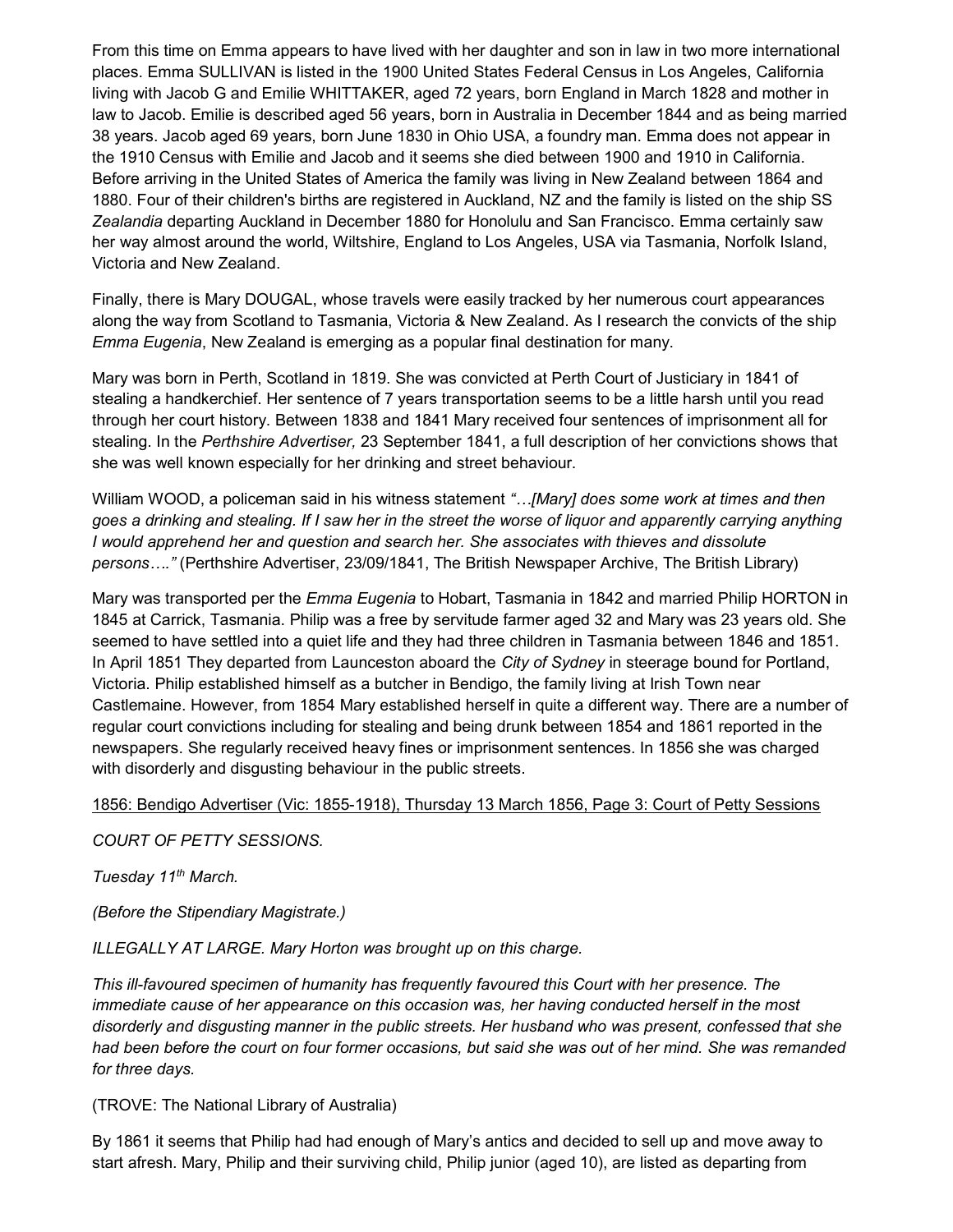From this time on Emma appears to have lived with her daughter and son in law in two more international places. Emma SULLIVAN is listed in the 1900 United States Federal Census in Los Angeles, California living with Jacob G and Emilie WHITTAKER, aged 72 years, born England in March 1828 and mother in law to Jacob. Emilie is described aged 56 years, born in Australia in December 1844 and as being married 38 years. Jacob aged 69 years, born June 1830 in Ohio USA, a foundry man. Emma does not appear in the 1910 Census with Emilie and Jacob and it seems she died between 1900 and 1910 in California. Before arriving in the United States of America the family was living in New Zealand between 1864 and 1880. Four of their children's births are registered in Auckland, NZ and the family is listed on the ship SS *Zealandia* departing Auckland in December 1880 for Honolulu and San Francisco. Emma certainly saw her way almost around the world, Wiltshire, England to Los Angeles, USA via Tasmania, Norfolk Island, Victoria and New Zealand.

Finally, there is Mary DOUGAL, whose travels were easily tracked by her numerous court appearances along the way from Scotland to Tasmania, Victoria & New Zealand. As I research the convicts of the ship *Emma Eugenia*, New Zealand is emerging as a popular final destination for many.

Mary was born in Perth, Scotland in 1819. She was convicted at Perth Court of Justiciary in 1841 of stealing a handkerchief. Her sentence of 7 years transportation seems to be a little harsh until you read through her court history. Between 1838 and 1841 Mary received four sentences of imprisonment all for stealing. In the *Perthshire Advertiser,* 23 September 1841, a full description of her convictions shows that she was well known especially for her drinking and street behaviour.

William WOOD, a policeman said in his witness statement *"…[Mary] does some work at times and then goes a drinking and stealing. If I saw her in the street the worse of liquor and apparently carrying anything I would apprehend her and question and search her. She associates with thieves and dissolute persons…."* (Perthshire Advertiser, 23/09/1841, The British Newspaper Archive, The British Library)

Mary was transported per the *Emma Eugenia* to Hobart, Tasmania in 1842 and married Philip HORTON in 1845 at Carrick, Tasmania. Philip was a free by servitude farmer aged 32 and Mary was 23 years old. She seemed to have settled into a quiet life and they had three children in Tasmania between 1846 and 1851. In April 1851 They departed from Launceston aboard the *City of Sydney* in steerage bound for Portland, Victoria. Philip established himself as a butcher in Bendigo, the family living at Irish Town near Castlemaine. However, from 1854 Mary established herself in quite a different way. There are a number of regular court convictions including for stealing and being drunk between 1854 and 1861 reported in the newspapers. She regularly received heavy fines or imprisonment sentences. In 1856 she was charged with disorderly and disgusting behaviour in the public streets.

<u>1856: Bendigo Advertiser (Vic: 1855-1918), Thursday 13 March 1856, Page 3: Court of Petty Sessions</u>

*COURT OF PETTY SESSIONS.*

*Tuesday 11th March.*

*(Before the Stipendiary Magistrate.)*

*ILLEGALLY AT LARGE. Mary Horton was brought up on this charge.*

*This ill-favoured specimen of humanity has frequently favoured this Court with her presence. The immediate cause of her appearance on this occasion was, her having conducted herself in the most disorderly and disgusting manner in the public streets. Her husband who was present, confessed that she had been before the court on four former occasions, but said she was out of her mind. She was remanded for three days.*

(TROVE: The National Library of Australia)

By 1861 it seems that Philip had had enough of Mary's antics and decided to sell up and move away to start afresh. Mary, Philip and their surviving child, Philip junior (aged 10), are listed as departing from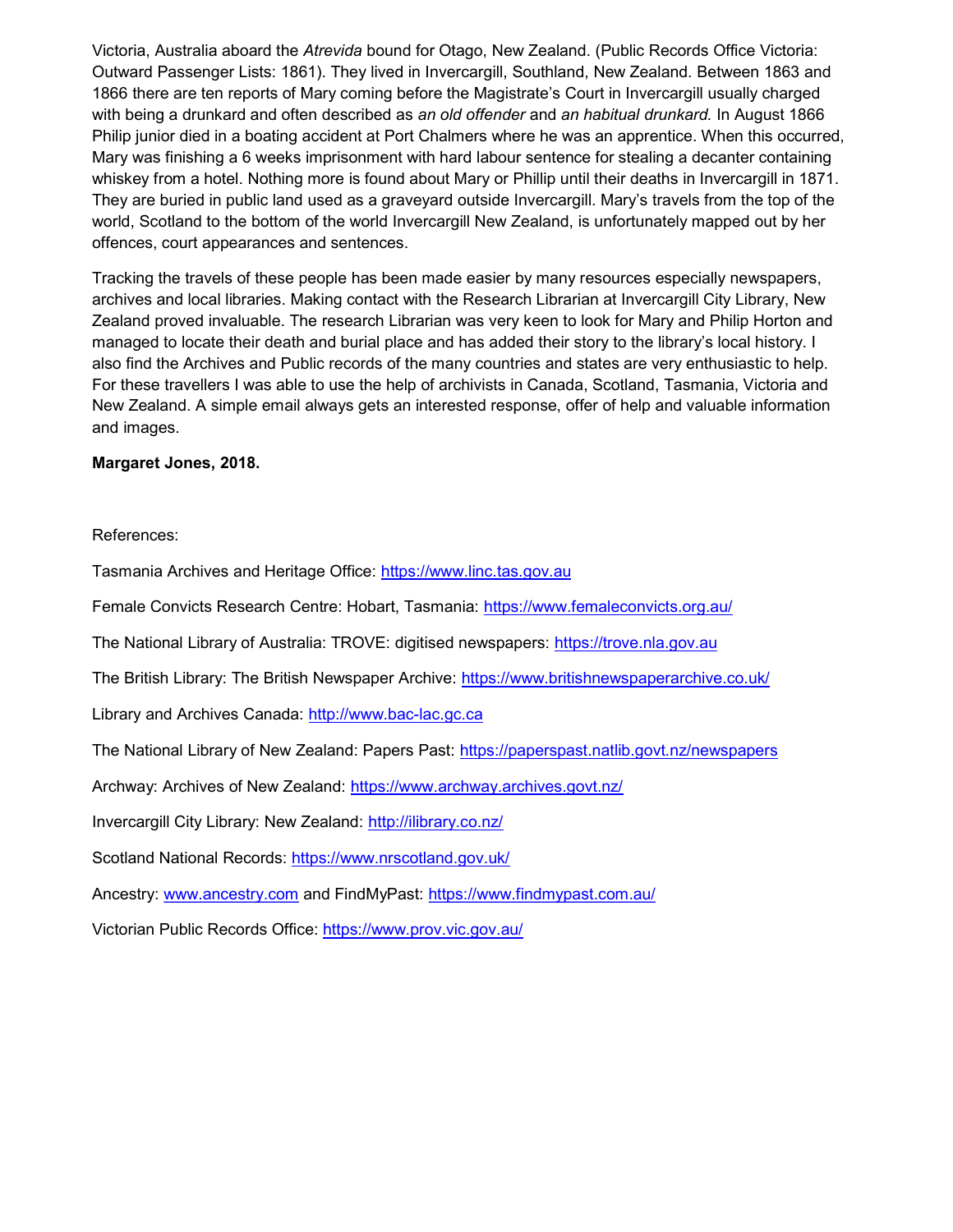Victoria, Australia aboard the *Atrevida* bound for Otago, New Zealand. (Public Records Office Victoria: Outward Passenger Lists: 1861). They lived in Invercargill, Southland, New Zealand. Between 1863 and 1866 there are ten reports of Mary coming before the Magistrate's Court in Invercargill usually charged with being a drunkard and often described as *an old offender* and *an habitual drunkard.* In August 1866 Philip junior died in a boating accident at Port Chalmers where he was an apprentice. When this occurred, Mary was finishing a 6 weeks imprisonment with hard labour sentence for stealing a decanter containing whiskey from a hotel. Nothing more is found about Mary or Phillip until their deaths in Invercargill in 1871. They are buried in public land used as a graveyard outside Invercargill. Mary's travels from the top of the world, Scotland to the bottom of the world Invercargill New Zealand, is unfortunately mapped out by her offences, court appearances and sentences.

Tracking the travels of these people has been made easier by many resources especially newspapers, archives and local libraries. Making contact with the Research Librarian at Invercargill City Library, New Zealand proved invaluable. The research Librarian was very keen to look for Mary and Philip Horton and managed to locate their death and burial place and has added their story to the library's local history. I also find the Archives and Public records of the many countries and states are very enthusiastic to help. For these travellers I was able to use the help of archivists in Canada, Scotland, Tasmania, Victoria and New Zealand. A simple email always gets an interested response, offer of help and valuable information and images.

**Margaret Jones, 2018.**

References:

Tasmania Archives and Heritage Office: https://www.linc.tas.gov.au

Female Convicts Research Centre: Hobart, Tasmania: https://www.femaleconvicts.org.au/

The National Library of Australia: TROVE: digitised newspapers: https://trove.nla.gov.au

The British Library: The British Newspaper Archive: https://www.britishnewspaperarchive.co.uk/

Library and Archives Canada: http://www.bac-lac.gc.ca

The National Library of New Zealand: Papers Past: https://paperspast.natlib.govt.nz/newspapers

Archway: Archives of New Zealand: https://www.archway.archives.govt.nz/

Invercargill City Library: New Zealand: http://ilibrary.co.nz/

Scotland National Records: https://www.nrscotland.gov.uk/

Ancestry: www.ancestry.com and FindMyPast: https://www.findmypast.com.au/

Victorian Public Records Office: https://www.prov.vic.gov.au/